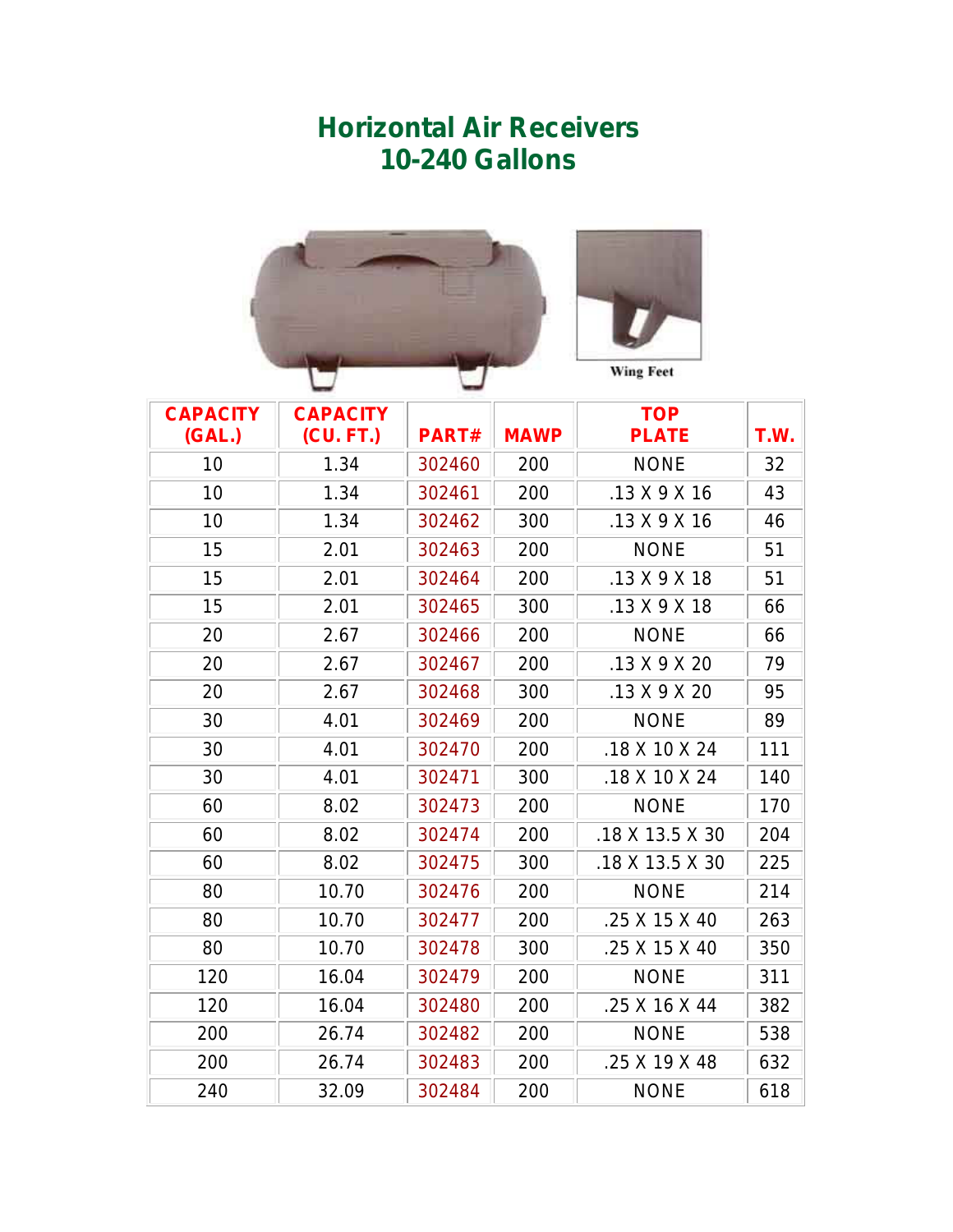# Horizontal Air Receivers
# 10-240 Gallons

Wing Feet

| CAPACITY (GAL.) | CAPACITY (CU. FT.) | PART# | MAWP | TOP PLATE | T.W. |
|---|---|---|---|---|---|
| 10 | 1.34 | 302460 | 200 | NONE | 32 |
| 10 | 1.34 | 302461 | 200 | .13 X 9 X 16 | 43 |
| 10 | 1.34 | 302462 | 300 | .13 X 9 X 16 | 46 |
| 15 | 2.01 | 302463 | 200 | NONE | 51 |
| 15 | 2.01 | 302464 | 200 | .13 X 9 X 18 | 51 |
| 15 | 2.01 | 302465 | 300 | .13 X 9 X 18 | 66 |
| 20 | 2.67 | 302466 | 200 | NONE | 66 |
| 20 | 2.67 | 302467 | 200 | .13 X 9 X 20 | 79 |
| 20 | 2.67 | 302468 | 300 | .13 X 9 X 20 | 95 |
| 30 | 4.01 | 302469 | 200 | NONE | 89 |
| 30 | 4.01 | 302470 | 200 | .18 X 10 X 24 | 111 |
| 30 | 4.01 | 302471 | 300 | .18 X 10 X 24 | 140 |
| 60 | 8.02 | 302473 | 200 | NONE | 170 |
| 60 | 8.02 | 302474 | 200 | .18 X 13.5 X 30 | 204 |
| 60 | 8.02 | 302475 | 300 | .18 X 13.5 X 30 | 225 |
| 80 | 10.70 | 302476 | 200 | NONE | 214 |
| 80 | 10.70 | 302477 | 200 | .25 X 15 X 40 | 263 |
| 80 | 10.70 | 302478 | 300 | .25 X 15 X 40 | 350 |
| 120 | 16.04 | 302479 | 200 | NONE | 311 |
| 120 | 16.04 | 302480 | 200 | .25 X 16 X 44 | 382 |
| 200 | 26.74 | 302482 | 200 | NONE | 538 |
| 200 | 26.74 | 302483 | 200 | .25 X 19 X 48 | 632 |
| 240 | 32.09 | 302484 | 200 | NONE | 618 |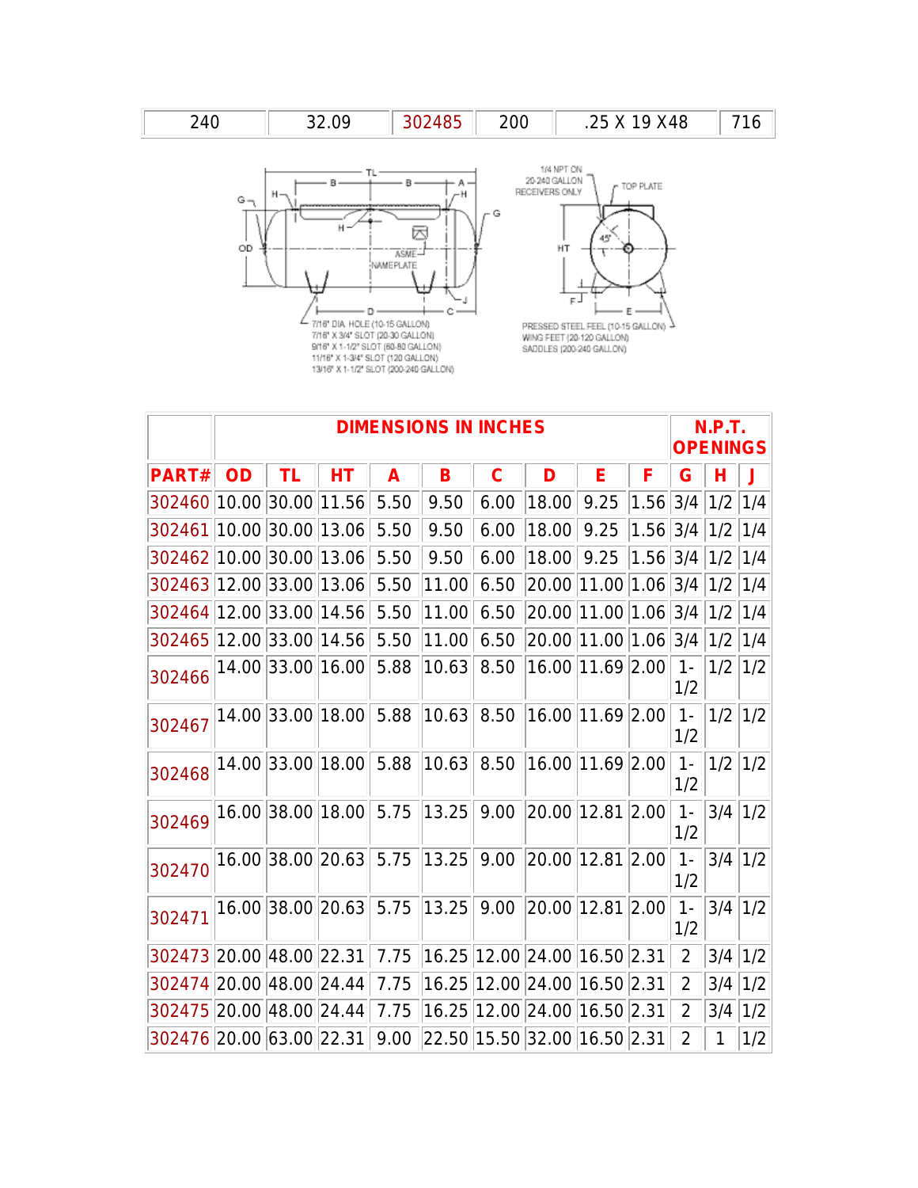| 240 | 32.09 | 302485 | 200 | .25 X 19 X48 | 716 |
|---|---|---|---|---|---|

1/4 NPT ON 20-240 GALLON RECEIVERS ONLY

TOP PLATE

ASME NAMEPLATE

7/16" DIA. HOLE (10-15 GALLON)
7/16" X 3/4" SLOT (20-30 GALLON)
9/16" X 1-1/2" SLOT (60-80 GALLON)
11/16" X 1-3/4" SLOT (120 GALLON)
13/16" X 1-1/2" SLOT (200-240 GALLON)

PRESSED STEEL FEEL (10-15 GALLON)
WING FEET (20-120 GALLON)
SADDLES (200-240 GALLON)

| | DIMENSIONS IN INCHES | | | | | | | | | N.P.T. OPENINGS | | |
|---|---|---|---|---|---|---|---|---|---|---|---|---|
| PART# | OD | TL | HT | A | B | C | D | E | F | G | H | J |
| 302460 | 10.00 | 30.00 | 11.56 | 5.50 | 9.50 | 6.00 | 18.00 | 9.25 | 1.56 | 3/4 | 1/2 | 1/4 |
| 302461 | 10.00 | 30.00 | 13.06 | 5.50 | 9.50 | 6.00 | 18.00 | 9.25 | 1.56 | 3/4 | 1/2 | 1/4 |
| 302462 | 10.00 | 30.00 | 13.06 | 5.50 | 9.50 | 6.00 | 18.00 | 9.25 | 1.56 | 3/4 | 1/2 | 1/4 |
| 302463 | 12.00 | 33.00 | 13.06 | 5.50 | 11.00 | 6.50 | 20.00 | 11.00 | 1.06 | 3/4 | 1/2 | 1/4 |
| 302464 | 12.00 | 33.00 | 14.56 | 5.50 | 11.00 | 6.50 | 20.00 | 11.00 | 1.06 | 3/4 | 1/2 | 1/4 |
| 302465 | 12.00 | 33.00 | 14.56 | 5.50 | 11.00 | 6.50 | 20.00 | 11.00 | 1.06 | 3/4 | 1/2 | 1/4 |
| 302466 | 14.00 | 33.00 | 16.00 | 5.88 | 10.63 | 8.50 | 16.00 | 11.69 | 2.00 | 1-1/2 | 1/2 | 1/2 |
| 302467 | 14.00 | 33.00 | 18.00 | 5.88 | 10.63 | 8.50 | 16.00 | 11.69 | 2.00 | 1-1/2 | 1/2 | 1/2 |
| 302468 | 14.00 | 33.00 | 18.00 | 5.88 | 10.63 | 8.50 | 16.00 | 11.69 | 2.00 | 1-1/2 | 1/2 | 1/2 |
| 302469 | 16.00 | 38.00 | 18.00 | 5.75 | 13.25 | 9.00 | 20.00 | 12.81 | 2.00 | 1-1/2 | 3/4 | 1/2 |
| 302470 | 16.00 | 38.00 | 20.63 | 5.75 | 13.25 | 9.00 | 20.00 | 12.81 | 2.00 | 1-1/2 | 3/4 | 1/2 |
| 302471 | 16.00 | 38.00 | 20.63 | 5.75 | 13.25 | 9.00 | 20.00 | 12.81 | 2.00 | 1-1/2 | 3/4 | 1/2 |
| 302473 | 20.00 | 48.00 | 22.31 | 7.75 | 16.25 | 12.00 | 24.00 | 16.50 | 2.31 | 2 | 3/4 | 1/2 |
| 302474 | 20.00 | 48.00 | 24.44 | 7.75 | 16.25 | 12.00 | 24.00 | 16.50 | 2.31 | 2 | 3/4 | 1/2 |
| 302475 | 20.00 | 48.00 | 24.44 | 7.75 | 16.25 | 12.00 | 24.00 | 16.50 | 2.31 | 2 | 3/4 | 1/2 |
| 302476 | 20.00 | 63.00 | 22.31 | 9.00 | 22.50 | 15.50 | 32.00 | 16.50 | 2.31 | 2 | 1 | 1/2 |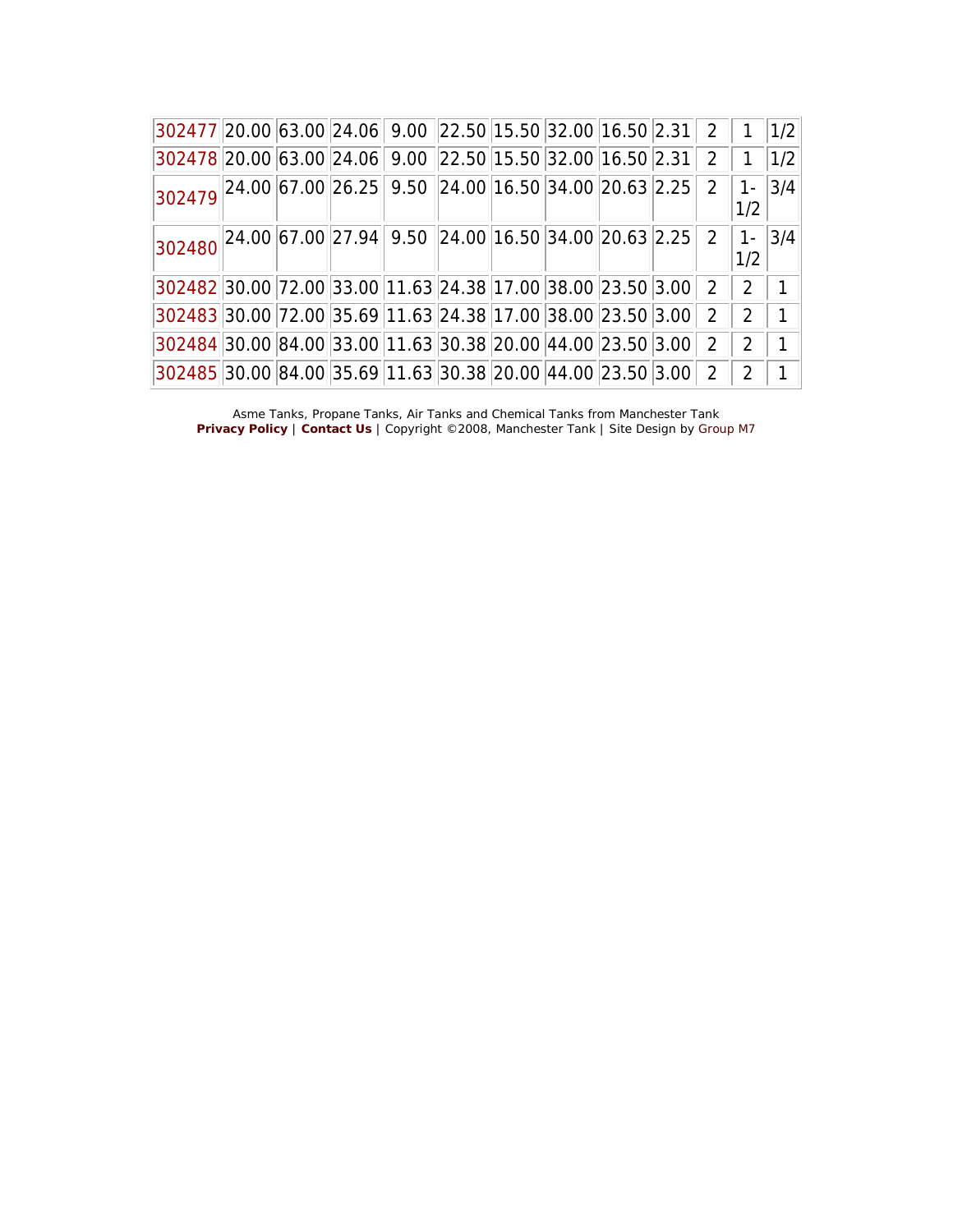| | | | | | | | | | | | | |
|---|---|---|---|---|---|---|---|---|---|---|---|---|
| 302477 | 20.00 | 63.00 | 24.06 | 9.00 | 22.50 | 15.50 | 32.00 | 16.50 | 2.31 | 2 | 1 | 1/2 |
| 302478 | 20.00 | 63.00 | 24.06 | 9.00 | 22.50 | 15.50 | 32.00 | 16.50 | 2.31 | 2 | 1 | 1/2 |
| 302479 | 24.00 | 67.00 | 26.25 | 9.50 | 24.00 | 16.50 | 34.00 | 20.63 | 2.25 | 2 | 1-1/2 | 3/4 |
| 302480 | 24.00 | 67.00 | 27.94 | 9.50 | 24.00 | 16.50 | 34.00 | 20.63 | 2.25 | 2 | 1-1/2 | 3/4 |
| 302482 | 30.00 | 72.00 | 33.00 | 11.63 | 24.38 | 17.00 | 38.00 | 23.50 | 3.00 | 2 | 2 | 1 |
| 302483 | 30.00 | 72.00 | 35.69 | 11.63 | 24.38 | 17.00 | 38.00 | 23.50 | 3.00 | 2 | 2 | 1 |
| 302484 | 30.00 | 84.00 | 33.00 | 11.63 | 30.38 | 20.00 | 44.00 | 23.50 | 3.00 | 2 | 2 | 1 |
| 302485 | 30.00 | 84.00 | 35.69 | 11.63 | 30.38 | 20.00 | 44.00 | 23.50 | 3.00 | 2 | 2 | 1 |

Asme Tanks, Propane Tanks, Air Tanks and Chemical Tanks from Manchester Tank
**Privacy Policy** | **Contact Us** | Copyright ©2008, Manchester Tank | Site Design by Group M7